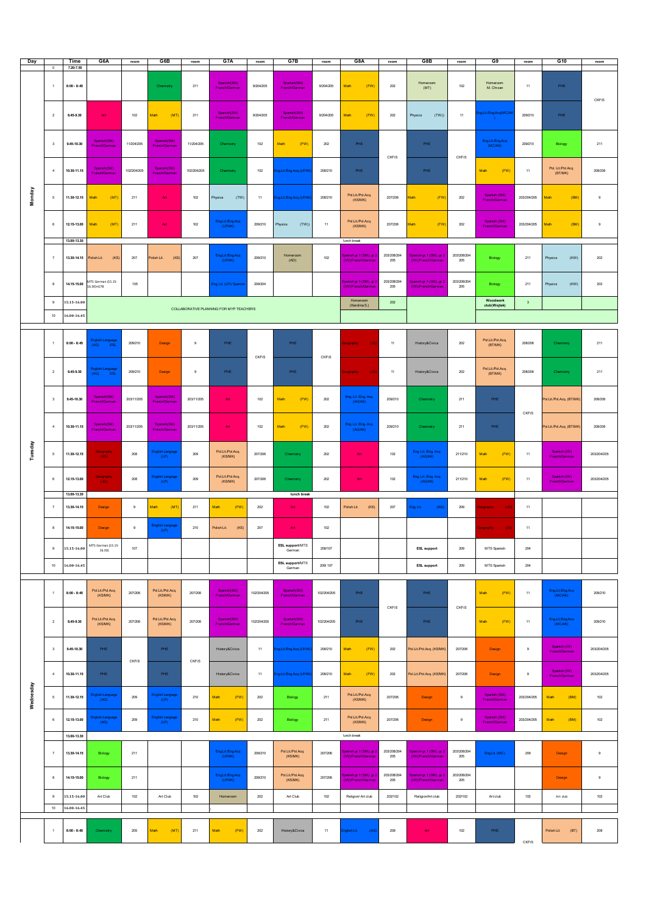| Day | | Time | G6A | room | G6B | room | G7A | room | G7B | room | G8A | room | G8B | room | G9 | room | G10 | room |
|---|---|---|---|---|---|---|---|---|---|---|---|---|---|---|---|---|---|---|
| | 0 | 7:20-7:55 | | | | | | | | | | | | | | | | |
| Monday | 1 | 8:00 - 8:45 | | | Chemistry | 211 | Spanish(SM) French/German | 9/204/205 | Spanish(SM) French/German | 9/204/205 | Math (FW) | 202 | Homeroom (MT) | 102 | Homeroom M. Chrzan | 11 | PHE | CKFiS |
| | 2 | 8.45-9.30 | Art | 102 | Math (MT) | 211 | Spanish(SM) French/German | 9/204/205 | Spanish(SM) French/German | 9/204/205 | Math (FW) | 202 | Physics (TW) | 11 | Eng.Lit./Eng.Acq(MC/AK) | 209/210 | PHE | |
| | 3 | 9.45-10.30 | Spanish(SM) French/German | 11/204/205 | Spanish(SM) French/German | 11/204/205 | Chemistry | 102 | Math (FW) | 202 | PHE | CKFiS | PHE | CKFiS | Eng.Lit./Eng.Acq (MC/AK) | 209/210 | Biology | 211 |
| | 4 | 10.30-11.15 | Spanish(SM) French/German | 102/204/205 | Spanish(SM) French/German | 102/204/205 | Chemistry | 102 | Eng.Lit./Eng.Acq (LP/AK) | 209/210 | PHE | | PHE | | Math (FW) | 11 | Pol. Lit./Pol.Acq. (BT/MK) | 208/206 |
| | 5 | 11.30-12.15 | Math (MT) | 211 | Art | 102 | Physics (TW) | 11 | Eng.Lit./Eng.Acq (LP/AK) | 209/210 | Pol.Lit./Pol.Acq. (KS/MK) | 207/206 | Math (FW) | 202 | Spanish (SM) French/German | 203/204/205 | Math (BM) | 9 |
| | 6 | 12.15-13.00 | Math (MT) | 211 | Art | 102 | Eng.Lit./Eng.Acq (LP/AK) | 209/210 | Physics (TW) | 11 | Pol.Lit./Pol.Acq. (KS/MK) | 207/206 | Math (FW) | 202 | Spanish (SM) French/German | 203/204/205 | Math (BM) | 9 |
| | | 13.00-13.30 | | | | | | | | | lunch break | | | | | | | |
| | 7 | 13.30-14.15 | Polish Lit. (KS) | 207 | Polish Lit. (KS) | 207 | Eng.Lit./Eng.Acq (LP/AK) | 209/210 | Homeroom (AD) | 102 | Spanish gr. 1 (SM), gr. 2 (IW)/French/German | 203/208/204 205 | Spanish gr. 1 (SM), gr. 2 (IW)/French/German | 203/208/204 205 | Biology | 211 | Physics (KW) | 202 |
| | 8 | 14.15-15.00 | MTS German (15.15-16.30)+GTB | 105 | | | Eng. Lit. (LP)/ Spanish | 209/204 | | | Spanish gr. 1 (SM), gr. 2 (IW)/French/German | 203/208/204 205 | Spanish gr. 1 (SM), gr. 2 (IW)/French/German | 203/208/204 205 | Biology | 211 | Physics (KW) | 202 |
| | 9 | 15.15-16.00 | COLLABORATIVE PLANNING FOR MYP TEACHERS | | | | | | | | Homeroom (Karolina S.) | 202 | | | Woodwork club(Wojtek) | 3 | | |
| | 10 | 16.00-16.45 | | | | | | | | | | | | | | | | |
| Tuesday | 1 | 8:00 - 8:45 | English Language (AG) ESL | 209/210 | Design | 9 | PHE | CKFiS | PHE | CKFiS | Geography (AD) | 11 | History&Civics | 202 | Pol.Lit./Pol.Acq. (BT/MK) | 208/206 | Chemistry | 211 |
| | 2 | 8.45-9.30 | English Language (AG) ESL | 209/210 | Design | 9 | PHE | | PHE | | Geography (AD) | 11 | History&Civics | 202 | Pol.Lit./Pol.Acq. (BT/MK) | 208/206 | Chemistry | 211 |
| | 3 | 9.45-10.30 | Spanish(SM) French/German | 203/11/205 | Spanish(SM) French/German | 203/11/205 | Art | 102 | Math (FW) | 202 | Eng. Lit./Eng. Acq. (AG/AK) | 209/210 | Chemistry | 211 | PHE | CKFiS | Pol.Lit./Pol.Acq. (BT/MK) | 208/206 |
| | 4 | 10.30-11.15 | Spanish(SM) French/German | 203/11/205 | Spanish(SM) French/German | 203/11/205 | Art | 102 | Math (FW) | 202 | Eng. Lit./Eng. Acq. (AG/AK) | 209/210 | Chemistry | 211 | PHE | | Pol.Lit./Pol.Acq. (BT/MK) | 208/206 |
| | 5 | 11.30-12.15 | Geography (AD) | 208 | English Language (LP) | 209 | Pol.Lit./Pol.Acq. (KS/MK) | 207/206 | Chemistry | 202 | Art | 102 | Eng. Lit./Eng. Acq. (AG/AK) | 211/210 | Math (FW) | 11 | Spanish (IW) French/German | 203/204/205 |
| | 6 | 12.15-13.00 | Geography (AD) | 208 | English Language (LP) | 209 | Pol.Lit./Pol.Acq. (KS/MK) | 207/206 | Chemistry | 202 | Art | 102 | Eng. Lit./Eng. Acq. (AG/AK) | 211/210 | Math (FW) | 11 | Spanish (IW) French/German | 203/204/205 |
| | | 13.00-13.30 | | | | | | | lunch break | | | | | | | | | |
| | 7 | 13.30-14.15 | Design | 9 | Math (MT) | 211 | Math (FW) | 202 | Art | 102 | Polish Lit. (KS) | 207 | Eng. Lit. (AG) | 209 | Geography (AD) | 11 | | |
| | 8 | 14.15-15.00 | Design | 9 | English Language (LP) | 210 | Polish Lit. (KS) | 207 | Art | 102 | | | | | Geography (AD) | 11 | | |
| | 9 | 15.15-16.00 | MTS German (15.15-16.30) | 107 | | | | | ESL support/MTS German | 209/107 | | | ESL support | 209 | MTS Spanish | 204 | | |
| | 10 | 16.00-16.45 | | | | | | | ESL support/MTS German | 209/ 107 | | | ESL support | 209 | MTS Spanish | 204 | | |
| Wednesday | 1 | 8:00 - 8:45 | Pol.Lit./Pol.Acq. (KS/MK) | 207/206 | Pol.Lit./Pol.Acq. (KS/MK) | 207/206 | Spanish(SM) French/German | 102/204/205 | Spanish(SM) French/German | 102/204/205 | PHE | CKFiS | PHE | CKFiS | Math (FW) | 11 | Eng.Lit./Eng.Acq. (MC/AK) | 209/210 |
| | 2 | 8.45-9.30 | Pol.Lit./Pol.Acq. (KS/MK) | 207/206 | Pol.Lit./Pol.Acq. (KS/MK) | 207/206 | Spanish(SM) French/German | 102/204/205 | Spanish(SM) French/German | 102/204/205 | PHE | | PHE | | Math (FW) | 11 | Eng.Lit./Eng.Acq. (MC/AK) | 209/210 |
| | 3 | 9.45-10.30 | PHE | CKFiS | PHE | CKFiS | History&Civics | 11 | Eng.Lit./Eng.Acq (LP/AK) | 209/210 | Math (FW) | 202 | Pol.Lit./Pol.Acq. (KS/MK) | 207/206 | Design | 9 | Spanish (IW) French/German | 203/204/205 |
| | 4 | 10.30-11.15 | PHE | | PHE | | History&Civics | 11 | Eng.Lit./Eng.Acq (LP/AK) | 209/210 | Math (FW) | 202 | Pol.Lit./Pol.Acq. (KS/MK) | 207/206 | Design | 9 | Spanish (IW) French/German | 203/204/205 |
| | 5 | 11.30-12.15 | English Language (AG) | 209 | English Language (LP) | 210 | Math (FW) | 202 | Biology | 211 | Pol.Lit./Pol.Acq. (KS/MK) | 207/206 | Design | 9 | Spanish (SM) French/German | 203/204/205 | Math (BM) | 102 |
| | 6 | 12.15-13.00 | English Language (AG) | 209 | English Language (LP) | 210 | Math (FW) | 202 | Biology | 211 | Pol.Lit./Pol.Acq. (KS/MK) | 207/206 | Design | 9 | Spanish (SM) French/German | 203/204/205 | Math (BM) | 102 |
| | | 13.00-13.30 | | | | | | | | | lunch break | | | | | | | |
| | 7 | 13.30-14.15 | Biology | 211 | | | Eng.Lit./Eng.Acq. (LP/AK) | 209/210 | Pol.Lit./Pol.Acq. (KS/MK) | 207/206 | Spanish gr. 1 (SM), gr. 2 (IW)/French/German | 203/208/204 205 | Spanish gr. 1 (SM), gr. 2 (IW)/French/German | 203/208/204 205 | Eng.Lit. (MC) | 209 | Design | 9 |
| | 8 | 14.15-15.00 | Biology | 211 | | | Eng.Lit./Eng.Acq. (LP/AK) | 209/210 | Pol.Lit./Pol.Acq. (KS/MK) | 207/206 | Spanish gr. 1 (SM), gr. 2 (IW)/French/German | 203/208/204 205 | Spanish gr. 1 (SM), gr. 2 (IW)/French/German | 203/208/204 205 | | | Design | 9 |
| | 9 | 15.15-16.00 | Art Club | 102 | Art Club | 102 | Homeroom | 202 | Art Club | 102 | Religion/ Art club | 202/102 | Religion/Art club | 202/102 | Art club | 102 | Art club | 102 |
| | 10 | 16.00-16.45 | | | | | | | | | | | | | | | | |
| | 1 | 8:00 - 8:45 | Chemistry | 205 | Math (MT) | 211 | Math (FW) | 202 | History&Civics | 11 | English Lit. (AG) | 209 | Art | 102 | PHE | CKFiS | Polish Lit. (BT) | 208 |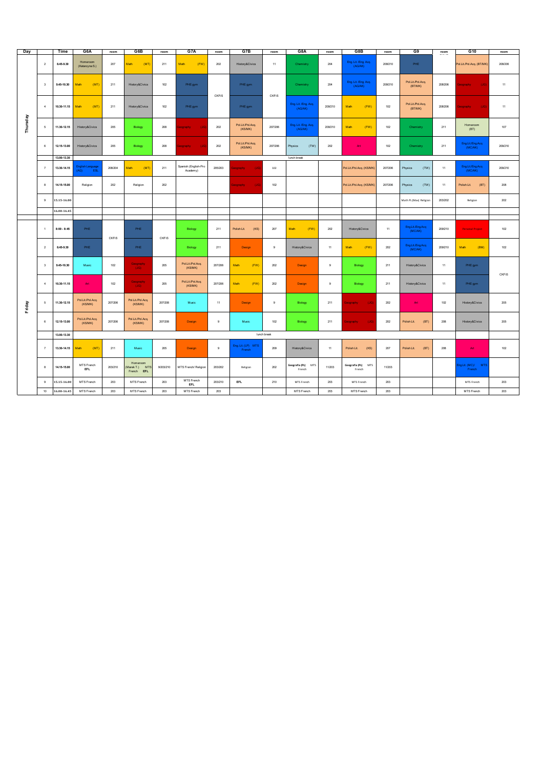| Day | | Time | G6A | room | G6B | room | G7A | room | G7B | room | G8A | room | G8B | room | G9 | room | G10 | room |
|---|---|---|---|---|---|---|---|---|---|---|---|---|---|---|---|---|---|---|
| Thursday | 2 | 8.45-9.30 | Homeroom (Katarzyna S.) | 207 | Math (MT) | 211 | Math (FW) | 202 | History&Civics | 11 | Chemistry | 204 | Eng.Lit./Eng.Acq. (AG/AK) | 209/210 | PHE | | Pol.Lit./Pol.Acq. (BT/MK) | 208/206 |
| | 3 | 9.45-10.30 | Math (MT) | 211 | History&Civics | 102 | PHE gym | CKFiS | PHE gym | CKFiS | Chemistry | 204 | Eng.Lit./Eng.Acq. (AG/AK) | 209/210 | Pol.Lit./Pol.Acq. (BT/MK) | 208/206 | Geography (JG) | 11 |
| | 4 | 10.30-11.15 | Math (MT) | 211 | History&Civics | 102 | PHE gym | | PHE gym | | Eng.Lit./Eng.Acq. (AG/AK) | 209/210 | Math (FW) | 102 | Pol.Lit./Pol.Acq. (BT/MK) | 208/206 | Geography (JG) | 11 |
| | 5 | 11.30-12.15 | History&Civics | 205 | Biology | 208 | Geography (JG) | 202 | Pol.Lit./Pol.Acq. (KS/MK) | 207/206 | Eng.Lit./Eng.Acq. (AG/AK) | 209/210 | Math (FW) | 102 | Chemistry | 211 | Homeroom (BT) | 107 |
| | 6 | 12.15-13.00 | History&Civics | 205 | Biology | 208 | Geography (JG) | 202 | Pol.Lit./Pol.Acq. (KS/MK) | 207/206 | Physics (TW) | 202 | Art | 102 | Chemistry | 211 | Eng.Lit./Eng.Acq. (MC/AK) | 209/210 |
| | | 13.00-13.30 | | | | | | | | | lunch break | | | | | | | |
| | 7 | 13.30-14.15 | English Language (AG) ESL | 208/204 | Math (MT) | 211 | Spanish (English-Pro Academy) | 205/203 | Geography (JG) | 102 | | | Pol.Lit./Pol.Acq. (KS/MK) | 207/206 | Physics (TW) | 11 | Eng.Lit./Eng.Acq. (MC/AK) | 209/210 |
| | 8 | 14.15-15.00 | Religion | 202 | Religion | 202 | | | Geography (JG) | 102 | | | Pol.Lit./Pol.Acq. (KS/MK) | 207/206 | Physics (TW) | 11 | Polish Lit. (BT) | 208 |
| | 9 | 15.15-16.00 | | | | | | | | | | | | | Math PL (Max) Religion | 203/202 | Religion | 202 |
| | | 16.00-16.45 | | | | | | | | | | | | | | | | |
| Friday | 1 | 8:00 - 8:45 | PHE | CKFiS | PHE | CKFiS | Biology | 211 | Polish Lit. (KS) | 207 | Math (FW) | 202 | History&Civics | 11 | Eng.Lit./Eng.Acq. (MC/AK) | 209/210 | Personal Project | 102 |
| | 2 | 8.45-9.30 | PHE | | PHE | | Biology | 211 | Design | 9 | History&Civics | 11 | Math (FW) | 202 | Eng.Lit./Eng.Acq. (MC/AK) | 209/210 | Math (BM) | 102 |
| | 3 | 9.45-10.30 | Music | 102 | Geography (JG) | 205 | Pol.Lit./Pol.Acq. (KS/MK) | 207/206 | Math (FW) | 202 | Design | 9 | Biology | 211 | History&Civics | 11 | PHE gym | CKFiS |
| | 4 | 10.30-11.15 | Art | 102 | Geography (JG) | 205 | Pol.Lit./Pol.Acq. (KS/MK) | 207/206 | Math (FW) | 202 | Design | 9 | Biology | 211 | History&Civics | 11 | PHE gym | |
| | 5 | 11.30-12.15 | Pol.Lit./Pol.Acq. (KS/MK) | 207/206 | Pol.Lit./Pol.Acq. (KS/MK) | 207/206 | Music | 11 | Design | 9 | Biology | 211 | Geography (JG) | 202 | Art | 102 | History&Civics | 205 |
| | 6 | 12.15-13.00 | Pol.Lit./Pol.Acq. (KS/MK) | 207/206 | Pol.Lit./Pol.Acq. (KS/MK) | 207/206 | Design | 9 | Music | 102 | Biology | 211 | Geography (JG) | 202 | Polish Lit. (BT) | 208 | History&Civics | 205 |
| | | 13.00-13.30 | | | | | | | lunch break | | | | | | | | | |
| | 7 | 13.30-14.15 | Math (MT) | 211 | Music | 205 | Design | 9 | Eng.Lit.(LP) MTS French | 209 | History&Civics | 11 | Polish Lit. (KS) | 207 | Polish Lit. (BT) | 208 | Art | 102 |
| | 8 | 14.15-15.00 | MTS French EFL | 203/210 | Homeroom (Marek T.) MTS French EFL | 9/203/210 | MTS French/ Religion | 203/202 | Religion | 202 | Geografia (PL) MTS French | 11/203 | Geografia (PL) MTS French | 11/203 | | | Eng.Lit. (MC)/ MTS French | |
| | 9 | 15.15-16.00 | MTS French | 203 | MTS French | 203 | MTS French EFL | 203/210 | EFL | 210 | MTS French | 203 | MTS French | 203 | | | MTS French | 203 |
| | 10 | 16.00-16.45 | MTS French | 203 | MTS French | 203 | MTS French | 203 | | | MTS French | 203 | MTS French | 203 | | | MTS French | 203 |